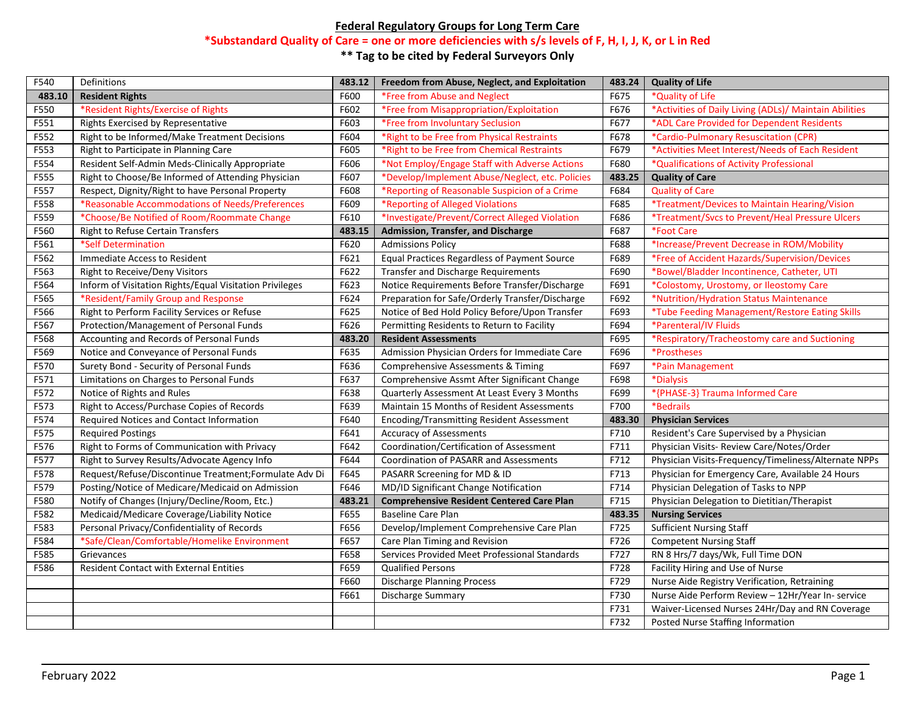# Federal Regulatory Groups for Long Term Care

**\*Substandard Quality of Care = one or more deficiencies with s/s levels of F, H, I, J, K, or L in Red**

**\*\* Tag to be cited by Federal Surveyors Only**

| | | | | | |
|---|---|---|---|---|---|
| F540 | Definitions | **483.12** | **Freedom from Abuse, Neglect, and Exploitation** | **483.24** | **Quality of Life** |
| **483.10** | **Resident Rights** | F600 | *Free from Abuse and Neglect | F675 | *Quality of Life |
| F550 | *Resident Rights/Exercise of Rights | F602 | *Free from Misappropriation/Exploitation | F676 | *Activities of Daily Living (ADLs)/ Maintain Abilities |
| F551 | Rights Exercised by Representative | F603 | *Free from Involuntary Seclusion | F677 | *ADL Care Provided for Dependent Residents |
| F552 | Right to be Informed/Make Treatment Decisions | F604 | *Right to be Free from Physical Restraints | F678 | *Cardio-Pulmonary Resuscitation (CPR) |
| F553 | Right to Participate in Planning Care | F605 | *Right to be Free from Chemical Restraints | F679 | *Activities Meet Interest/Needs of Each Resident |
| F554 | Resident Self-Admin Meds-Clinically Appropriate | F606 | *Not Employ/Engage Staff with Adverse Actions | F680 | *Qualifications of Activity Professional |
| F555 | Right to Choose/Be Informed of Attending Physician | F607 | *Develop/Implement Abuse/Neglect, etc. Policies | **483.25** | **Quality of Care** |
| F557 | Respect, Dignity/Right to have Personal Property | F608 | *Reporting of Reasonable Suspicion of a Crime | F684 | Quality of Care |
| F558 | *Reasonable Accommodations of Needs/Preferences | F609 | *Reporting of Alleged Violations | F685 | *Treatment/Devices to Maintain Hearing/Vision |
| F559 | *Choose/Be Notified of Room/Roommate Change | F610 | *Investigate/Prevent/Correct Alleged Violation | F686 | *Treatment/Svcs to Prevent/Heal Pressure Ulcers |
| F560 | Right to Refuse Certain Transfers | **483.15** | **Admission, Transfer, and Discharge** | F687 | *Foot Care |
| F561 | *Self Determination | F620 | Admissions Policy | F688 | *Increase/Prevent Decrease in ROM/Mobility |
| F562 | Immediate Access to Resident | F621 | Equal Practices Regardless of Payment Source | F689 | *Free of Accident Hazards/Supervision/Devices |
| F563 | Right to Receive/Deny Visitors | F622 | Transfer and Discharge Requirements | F690 | *Bowel/Bladder Incontinence, Catheter, UTI |
| F564 | Inform of Visitation Rights/Equal Visitation Privileges | F623 | Notice Requirements Before Transfer/Discharge | F691 | *Colostomy, Urostomy, or Ileostomy Care |
| F565 | *Resident/Family Group and Response | F624 | Preparation for Safe/Orderly Transfer/Discharge | F692 | *Nutrition/Hydration Status Maintenance |
| F566 | Right to Perform Facility Services or Refuse | F625 | Notice of Bed Hold Policy Before/Upon Transfer | F693 | *Tube Feeding Management/Restore Eating Skills |
| F567 | Protection/Management of Personal Funds | F626 | Permitting Residents to Return to Facility | F694 | *Parenteral/IV Fluids |
| F568 | Accounting and Records of Personal Funds | **483.20** | **Resident Assessments** | F695 | *Respiratory/Tracheostomy care and Suctioning |
| F569 | Notice and Conveyance of Personal Funds | F635 | Admission Physician Orders for Immediate Care | F696 | *Prostheses |
| F570 | Surety Bond - Security of Personal Funds | F636 | Comprehensive Assessments & Timing | F697 | *Pain Management |
| F571 | Limitations on Charges to Personal Funds | F637 | Comprehensive Assmt After Significant Change | F698 | *Dialysis |
| F572 | Notice of Rights and Rules | F638 | Quarterly Assessment At Least Every 3 Months | F699 | *{PHASE-3} Trauma Informed Care |
| F573 | Right to Access/Purchase Copies of Records | F639 | Maintain 15 Months of Resident Assessments | F700 | *Bedrails |
| F574 | Required Notices and Contact Information | F640 | Encoding/Transmitting Resident Assessment | **483.30** | **Physician Services** |
| F575 | Required Postings | F641 | Accuracy of Assessments | F710 | Resident's Care Supervised by a Physician |
| F576 | Right to Forms of Communication with Privacy | F642 | Coordination/Certification of Assessment | F711 | Physician Visits- Review Care/Notes/Order |
| F577 | Right to Survey Results/Advocate Agency Info | F644 | Coordination of PASARR and Assessments | F712 | Physician Visits-Frequency/Timeliness/Alternate NPPs |
| F578 | Request/Refuse/Discontinue Treatment;Formulate Adv Di | F645 | PASARR Screening for MD & ID | F713 | Physician for Emergency Care, Available 24 Hours |
| F579 | Posting/Notice of Medicare/Medicaid on Admission | F646 | MD/ID Significant Change Notification | F714 | Physician Delegation of Tasks to NPP |
| F580 | Notify of Changes (Injury/Decline/Room, Etc.) | **483.21** | **Comprehensive Resident Centered Care Plan** | F715 | Physician Delegation to Dietitian/Therapist |
| F582 | Medicaid/Medicare Coverage/Liability Notice | F655 | Baseline Care Plan | **483.35** | **Nursing Services** |
| F583 | Personal Privacy/Confidentiality of Records | F656 | Develop/Implement Comprehensive Care Plan | F725 | Sufficient Nursing Staff |
| F584 | *Safe/Clean/Comfortable/Homelike Environment | F657 | Care Plan Timing and Revision | F726 | Competent Nursing Staff |
| F585 | Grievances | F658 | Services Provided Meet Professional Standards | F727 | RN 8 Hrs/7 days/Wk, Full Time DON |
| F586 | Resident Contact with External Entities | F659 | Qualified Persons | F728 | Facility Hiring and Use of Nurse |
| | | F660 | Discharge Planning Process | F729 | Nurse Aide Registry Verification, Retraining |
| | | F661 | Discharge Summary | F730 | Nurse Aide Perform Review – 12Hr/Year In- service |
| | | | | F731 | Waiver-Licensed Nurses 24Hr/Day and RN Coverage |
| | | | | F732 | Posted Nurse Staffing Information |

February 2022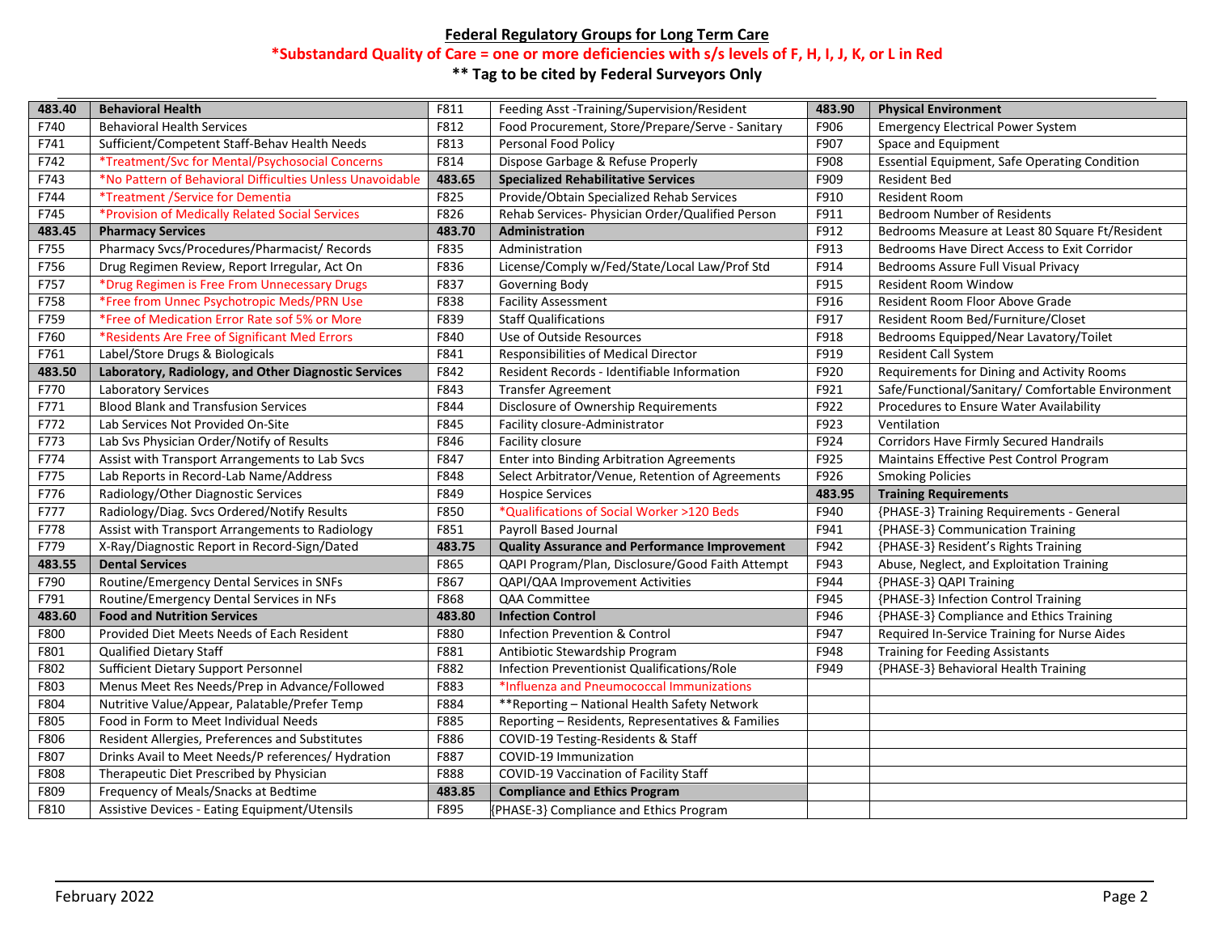## Federal Regulatory Groups for Long Term Care

**\*Substandard Quality of Care = one or more deficiencies with s/s levels of F, H, I, J, K, or L in Red**

**\*\* Tag to be cited by Federal Surveyors Only**

| | | | | | |
|---|---|---|---|---|---|
| **483.40** | **Behavioral Health** | F811 | Feeding Asst -Training/Supervision/Resident | **483.90** | **Physical Environment** |
| F740 | Behavioral Health Services | F812 | Food Procurement, Store/Prepare/Serve - Sanitary | F906 | Emergency Electrical Power System |
| F741 | Sufficient/Competent Staff-Behav Health Needs | F813 | Personal Food Policy | F907 | Space and Equipment |
| F742 | *Treatment/Svc for Mental/Psychosocial Concerns | F814 | Dispose Garbage & Refuse Properly | F908 | Essential Equipment, Safe Operating Condition |
| F743 | *No Pattern of Behavioral Difficulties Unless Unavoidable | **483.65** | **Specialized Rehabilitative Services** | F909 | Resident Bed |
| F744 | *Treatment /Service for Dementia | F825 | Provide/Obtain Specialized Rehab Services | F910 | Resident Room |
| F745 | *Provision of Medically Related Social Services | F826 | Rehab Services- Physician Order/Qualified Person | F911 | Bedroom Number of Residents |
| **483.45** | **Pharmacy Services** | **483.70** | **Administration** | F912 | Bedrooms Measure at Least 80 Square Ft/Resident |
| F755 | Pharmacy Svcs/Procedures/Pharmacist/ Records | F835 | Administration | F913 | Bedrooms Have Direct Access to Exit Corridor |
| F756 | Drug Regimen Review, Report Irregular, Act On | F836 | License/Comply w/Fed/State/Local Law/Prof Std | F914 | Bedrooms Assure Full Visual Privacy |
| F757 | *Drug Regimen is Free From Unnecessary Drugs | F837 | Governing Body | F915 | Resident Room Window |
| F758 | *Free from Unnec Psychotropic Meds/PRN Use | F838 | Facility Assessment | F916 | Resident Room Floor Above Grade |
| F759 | *Free of Medication Error Rate sof 5% or More | F839 | Staff Qualifications | F917 | Resident Room Bed/Furniture/Closet |
| F760 | *Residents Are Free of Significant Med Errors | F840 | Use of Outside Resources | F918 | Bedrooms Equipped/Near Lavatory/Toilet |
| F761 | Label/Store Drugs & Biologicals | F841 | Responsibilities of Medical Director | F919 | Resident Call System |
| **483.50** | **Laboratory, Radiology, and Other Diagnostic Services** | F842 | Resident Records - Identifiable Information | F920 | Requirements for Dining and Activity Rooms |
| F770 | Laboratory Services | F843 | Transfer Agreement | F921 | Safe/Functional/Sanitary/ Comfortable Environment |
| F771 | Blood Blank and Transfusion Services | F844 | Disclosure of Ownership Requirements | F922 | Procedures to Ensure Water Availability |
| F772 | Lab Services Not Provided On-Site | F845 | Facility closure-Administrator | F923 | Ventilation |
| F773 | Lab Svs Physician Order/Notify of Results | F846 | Facility closure | F924 | Corridors Have Firmly Secured Handrails |
| F774 | Assist with Transport Arrangements to Lab Svcs | F847 | Enter into Binding Arbitration Agreements | F925 | Maintains Effective Pest Control Program |
| F775 | Lab Reports in Record-Lab Name/Address | F848 | Select Arbitrator/Venue, Retention of Agreements | F926 | Smoking Policies |
| F776 | Radiology/Other Diagnostic Services | F849 | Hospice Services | **483.95** | **Training Requirements** |
| F777 | Radiology/Diag. Svcs Ordered/Notify Results | F850 | *Qualifications of Social Worker >120 Beds | F940 | {PHASE-3} Training Requirements - General |
| F778 | Assist with Transport Arrangements to Radiology | F851 | Payroll Based Journal | F941 | {PHASE-3} Communication Training |
| F779 | X-Ray/Diagnostic Report in Record-Sign/Dated | **483.75** | **Quality Assurance and Performance Improvement** | F942 | {PHASE-3} Resident's Rights Training |
| **483.55** | **Dental Services** | F865 | QAPI Program/Plan, Disclosure/Good Faith Attempt | F943 | Abuse, Neglect, and Exploitation Training |
| F790 | Routine/Emergency Dental Services in SNFs | F867 | QAPI/QAA Improvement Activities | F944 | {PHASE-3} QAPI Training |
| F791 | Routine/Emergency Dental Services in NFs | F868 | QAA Committee | F945 | {PHASE-3} Infection Control Training |
| **483.60** | **Food and Nutrition Services** | **483.80** | **Infection Control** | F946 | {PHASE-3} Compliance and Ethics Training |
| F800 | Provided Diet Meets Needs of Each Resident | F880 | Infection Prevention & Control | F947 | Required In-Service Training for Nurse Aides |
| F801 | Qualified Dietary Staff | F881 | Antibiotic Stewardship Program | F948 | Training for Feeding Assistants |
| F802 | Sufficient Dietary Support Personnel | F882 | Infection Preventionist Qualifications/Role | F949 | {PHASE-3} Behavioral Health Training |
| F803 | Menus Meet Res Needs/Prep in Advance/Followed | F883 | *Influenza and Pneumococcal Immunizations | | |
| F804 | Nutritive Value/Appear, Palatable/Prefer Temp | F884 | **Reporting – National Health Safety Network | | |
| F805 | Food in Form to Meet Individual Needs | F885 | Reporting – Residents, Representatives & Families | | |
| F806 | Resident Allergies, Preferences and Substitutes | F886 | COVID-19 Testing-Residents & Staff | | |
| F807 | Drinks Avail to Meet Needs/P references/ Hydration | F887 | COVID-19 Immunization | | |
| F808 | Therapeutic Diet Prescribed by Physician | F888 | COVID-19 Vaccination of Facility Staff | | |
| F809 | Frequency of Meals/Snacks at Bedtime | **483.85** | **Compliance and Ethics Program** | | |
| F810 | Assistive Devices - Eating Equipment/Utensils | F895 | {PHASE-3} Compliance and Ethics Program | | |

February 2022